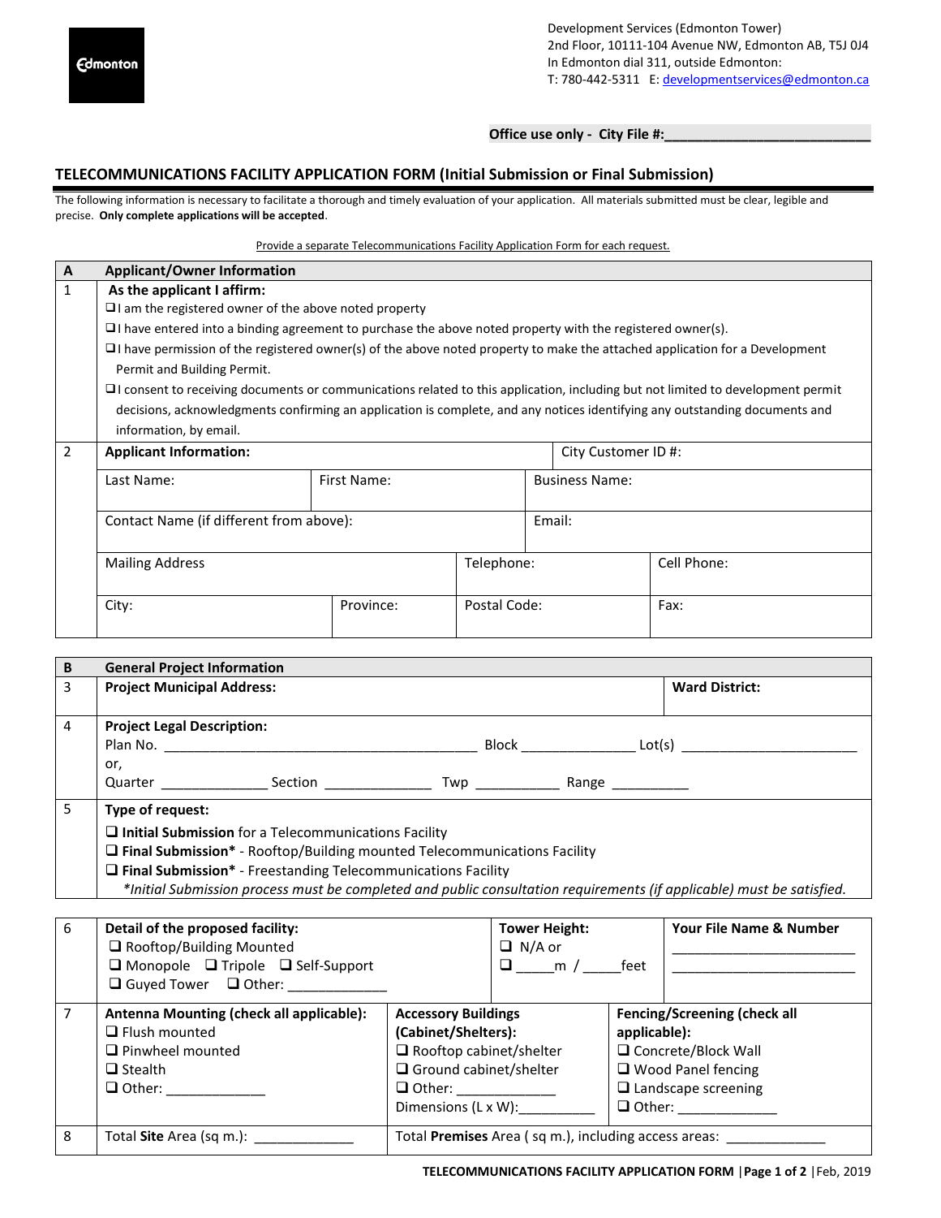Development Services (Edmonton Tower)
2nd Floor, 10111-104 Avenue NW, Edmonton AB, T5J 0J4
In Edmonton dial 311, outside Edmonton:
T: 780-442-5311 E: developmentservices@edmonton.ca

**Office use only - City File #:**___________________________

## TELECOMMUNICATIONS FACILITY APPLICATION FORM (Initial Submission or Final Submission)

The following information is necessary to facilitate a thorough and timely evaluation of your application. All materials submitted must be clear, legible and precise. **Only complete applications will be accepted**.

Provide a separate Telecommunications Facility Application Form for each request.

| A | Applicant/Owner Information | | | |
|---|---|---|---|---|
| 1 | **As the applicant I affirm:**<br>❑ I am the registered owner of the above noted property<br>❑ I have entered into a binding agreement to purchase the above noted property with the registered owner(s).<br>❑ I have permission of the registered owner(s) of the above noted property to make the attached application for a Development Permit and Building Permit.<br>❑ I consent to receiving documents or communications related to this application, including but not limited to development permit decisions, acknowledgments confirming an application is complete, and any notices identifying any outstanding documents and information, by email. | | | |
| 2 | **Applicant Information:** | | City Customer ID #: | |
| | Last Name: | First Name: | Business Name: | |
| | Contact Name (if different from above): | | Email: | |
| | Mailing Address | | Telephone: | Cell Phone: |
| | City: | Province: | Postal Code: | Fax: |

| B | General Project Information | |
|---|---|---|
| 3 | **Project Municipal Address:** | **Ward District:** |
| 4 | **Project Legal Description:**<br>Plan No. ____________________ Block ____________ Lot(s) ____________<br>or,<br>Quarter ____________ Section ____________ Twp ____________ Range ____________ | |
| 5 | **Type of request:**<br>❑ **Initial Submission** for a Telecommunications Facility<br>❑ **Final Submission*** - Rooftop/Building mounted Telecommunications Facility<br>❑ **Final Submission*** - Freestanding Telecommunications Facility<br>*\*Initial Submission process must be completed and public consultation requirements (if applicable) must be satisfied.* | |

| 6 | **Detail of the proposed facility:**<br>❑ Rooftop/Building Mounted<br>❑ Monopole ❑ Tripole ❑ Self-Support<br>❑ Guyed Tower ❑ Other: ____________ | **Tower Height:**<br>❑ N/A or<br>❑ _____m / _____feet | **Your File Name & Number**<br>____________________<br>____________________ |
|---|---|---|---|
| 7 | **Antenna Mounting (check all applicable):**<br>❑ Flush mounted<br>❑ Pinwheel mounted<br>❑ Stealth<br>❑ Other: ____________ | **Accessory Buildings (Cabinet/Shelters):**<br>❑ Rooftop cabinet/shelter<br>❑ Ground cabinet/shelter<br>❑ Other: ____________<br>Dimensions (L x W):__________ | **Fencing/Screening (check all applicable):**<br>❑ Concrete/Block Wall<br>❑ Wood Panel fencing<br>❑ Landscape screening<br>❑ Other: ____________ |
| 8 | Total **Site** Area (sq m.): ____________ | Total **Premises** Area ( sq m.), including access areas: ____________ | |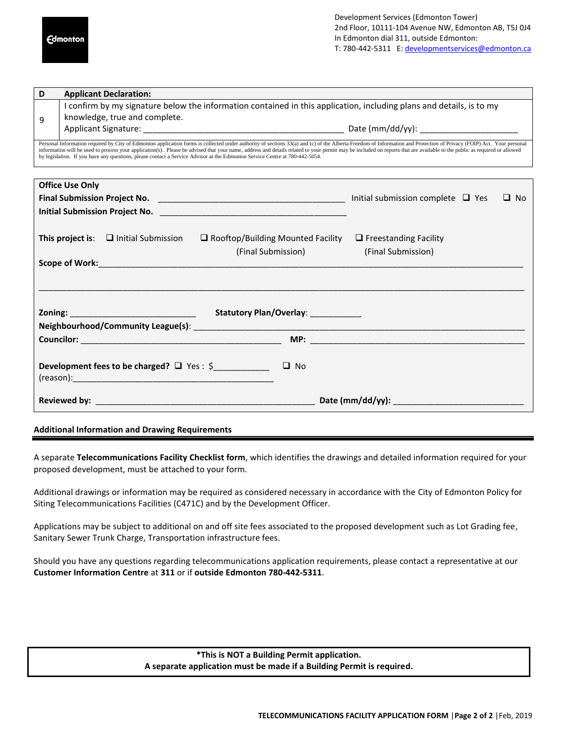Development Services (Edmonton Tower)
2nd Floor, 10111-104 Avenue NW, Edmonton AB, T5J 0J4
In Edmonton dial 311, outside Edmonton:
T: 780-442-5311 E: developmentservices@edmonton.ca

| D | **Applicant Declaration:** |
|---|---|
| 9 | I confirm by my signature below the information contained in this application, including plans and details, is to my knowledge, true and complete.<br>Applicant Signature: ____________________________________________ Date (mm/dd/yy): ____________________ |

Personal Information required by City of Edmonton application forms is collected under authority of sections 33(a) and (c) of the Alberta Freedom of Information and Protection of Privacy (FOIP) Act. Your personal information will be used to process your application(s). Please be advised that your name, address and details related to your permit may be included on reports that are available to the public as required or allowed by legislation. If you have any questions, please contact a Service Advisor at the Edmonton Service Centre at 780-442-5054.

**Office Use Only**

**Final Submission Project No.** ________________________________________ Initial submission complete ❑ Yes ❑ No

**Initial Submission Project No.** ________________________________________

**This project is**: ❑ Initial Submission ❑ Rooftop/Building Mounted Facility (Final Submission) ❑ Freestanding Facility (Final Submission)

**Scope of Work:**_____________________________________________________________________________________

_____________________________________________________________________________________________________

**Zoning:** ___________________________ **Statutory Plan/Overlay**: ___________

**Neighbourhood/Community League(s)**: ____________________________________________________________________

**Councilor:** ___________________________________________ **MP:** ______________________________________________

**Development fees to be charged?** ❑ Yes : $____________ ❑ No
(reason):___________________________________________

**Reviewed by:** _______________________________________________ **Date (mm/dd/yy):** ____________________________

**Additional Information and Drawing Requirements**

A separate **Telecommunications Facility Checklist form**, which identifies the drawings and detailed information required for your proposed development, must be attached to your form.

Additional drawings or information may be required as considered necessary in accordance with the City of Edmonton Policy for Siting Telecommunications Facilities (C471C) and by the Development Officer.

Applications may be subject to additional on and off site fees associated to the proposed development such as Lot Grading fee, Sanitary Sewer Trunk Charge, Transportation infrastructure fees.

Should you have any questions regarding telecommunications application requirements, please contact a representative at our **Customer Information Centre** at **311** or if **outside Edmonton 780-442-5311**.

**\*This is NOT a Building Permit application.**
**A separate application must be made if a Building Permit is required.**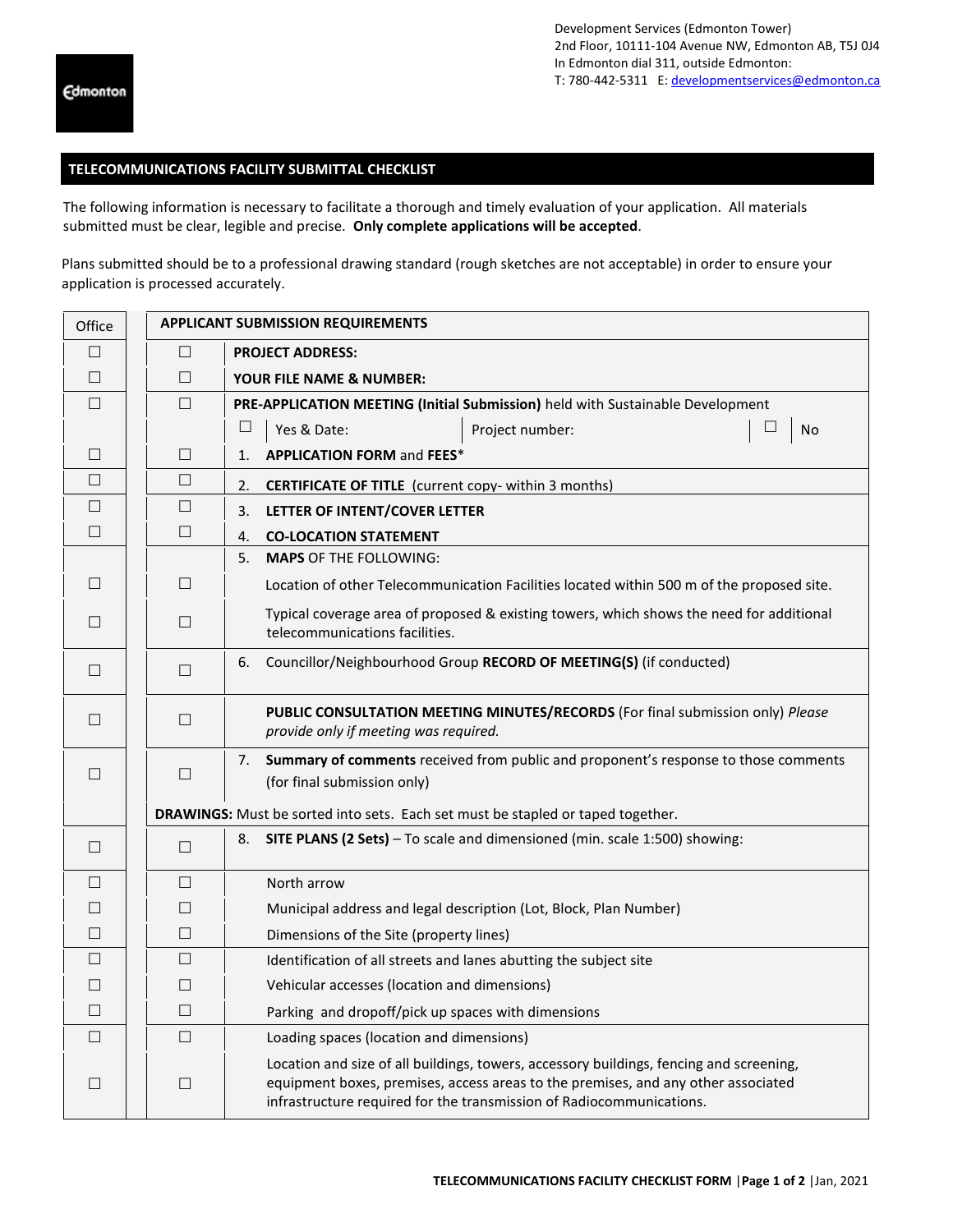Development Services (Edmonton Tower)
2nd Floor, 10111-104 Avenue NW, Edmonton AB, T5J 0J4
In Edmonton dial 311, outside Edmonton:
T: 780-442-5311 E: developmentservices@edmonton.ca

Edmonton

## TELECOMMUNICATIONS FACILITY SUBMITTAL CHECKLIST

The following information is necessary to facilitate a thorough and timely evaluation of your application. All materials submitted must be clear, legible and precise. **Only complete applications will be accepted**.

Plans submitted should be to a professional drawing standard (rough sketches are not acceptable) in order to ensure your application is processed accurately.

| Office | | **APPLICANT SUBMISSION REQUIREMENTS** |
|---|---|---|
| ☐ | ☐ | **PROJECT ADDRESS:** |
| ☐ | ☐ | **YOUR FILE NAME & NUMBER:** |
| ☐ | ☐ | **PRE-APPLICATION MEETING (Initial Submission)** held with Sustainable Development |
| | | ☐ Yes & Date: Project number: ☐ No |
| ☐ | ☐ | 1. **APPLICATION FORM** and **FEES**\* |
| ☐ | ☐ | 2. **CERTIFICATE OF TITLE** (current copy- within 3 months) |
| ☐ | ☐ | 3. **LETTER OF INTENT/COVER LETTER** |
| ☐ | ☐ | 4. **CO-LOCATION STATEMENT** |
| | | 5. **MAPS** OF THE FOLLOWING: |
| ☐ | ☐ | Location of other Telecommunication Facilities located within 500 m of the proposed site. |
| ☐ | ☐ | Typical coverage area of proposed & existing towers, which shows the need for additional telecommunications facilities. |
| ☐ | ☐ | 6. Councillor/Neighbourhood Group **RECORD OF MEETING(S)** (if conducted) |
| ☐ | ☐ | **PUBLIC CONSULTATION MEETING MINUTES/RECORDS** (For final submission only) *Please provide only if meeting was required.* |
| ☐ | ☐ | 7. **Summary of comments** received from public and proponent's response to those comments (for final submission only) |
| | | **DRAWINGS:** Must be sorted into sets. Each set must be stapled or taped together. |
| ☐ | ☐ | 8. **SITE PLANS (2 Sets)** – To scale and dimensioned (min. scale 1:500) showing: |
| ☐ | ☐ | North arrow |
| ☐ | ☐ | Municipal address and legal description (Lot, Block, Plan Number) |
| ☐ | ☐ | Dimensions of the Site (property lines) |
| ☐ | ☐ | Identification of all streets and lanes abutting the subject site |
| ☐ | ☐ | Vehicular accesses (location and dimensions) |
| ☐ | ☐ | Parking and dropoff/pick up spaces with dimensions |
| ☐ | ☐ | Loading spaces (location and dimensions) |
| ☐ | ☐ | Location and size of all buildings, towers, accessory buildings, fencing and screening, equipment boxes, premises, access areas to the premises, and any other associated infrastructure required for the transmission of Radiocommunications. |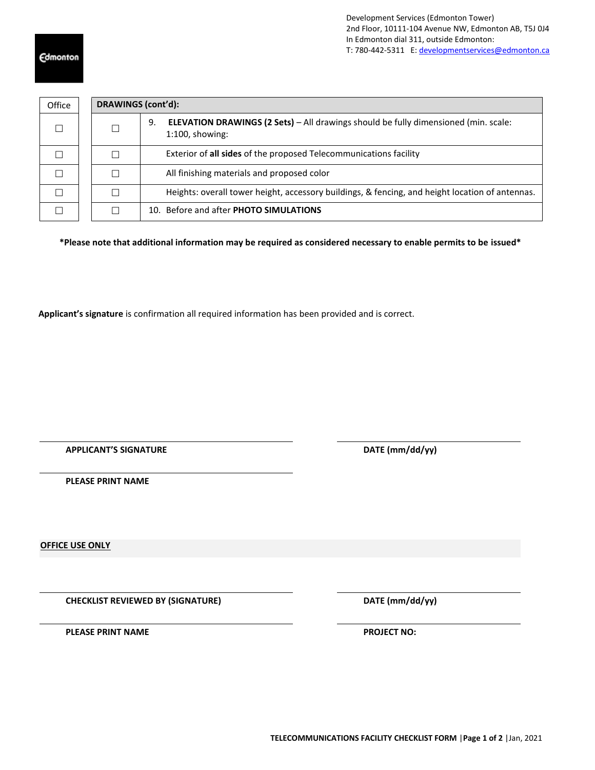Development Services (Edmonton Tower)
2nd Floor, 10111-104 Avenue NW, Edmonton AB, T5J 0J4
In Edmonton dial 311, outside Edmonton:
T: 780-442-5311 E: developmentservices@edmonton.ca

Edmonton

| Office | | **DRAWINGS (cont'd):** |
|---|---|---|
| ☐ | ☐ | 9. **ELEVATION DRAWINGS (2 Sets)** – All drawings should be fully dimensioned (min. scale: 1:100, showing: |
| ☐ | ☐ | Exterior of **all sides** of the proposed Telecommunications facility |
| ☐ | ☐ | All finishing materials and proposed color |
| ☐ | ☐ | Heights: overall tower height, accessory buildings, & fencing, and height location of antennas. |
| ☐ | ☐ | 10. Before and after **PHOTO SIMULATIONS** |

***Please note that additional information may be required as considered necessary to enable permits to be issued***

**Applicant's signature** is confirmation all required information has been provided and is correct.

**APPLICANT'S SIGNATURE** ______________________ **DATE (mm/dd/yy)** ______________________

**PLEASE PRINT NAME** ______________________

**OFFICE USE ONLY**

**CHECKLIST REVIEWED BY (SIGNATURE)** ______________________ **DATE (mm/dd/yy)** ______________________

**PLEASE PRINT NAME** ______________________ **PROJECT NO:** ______________________

**TELECOMMUNICATIONS FACILITY CHECKLIST FORM** |**Page 1 of 2** |Jan, 2021